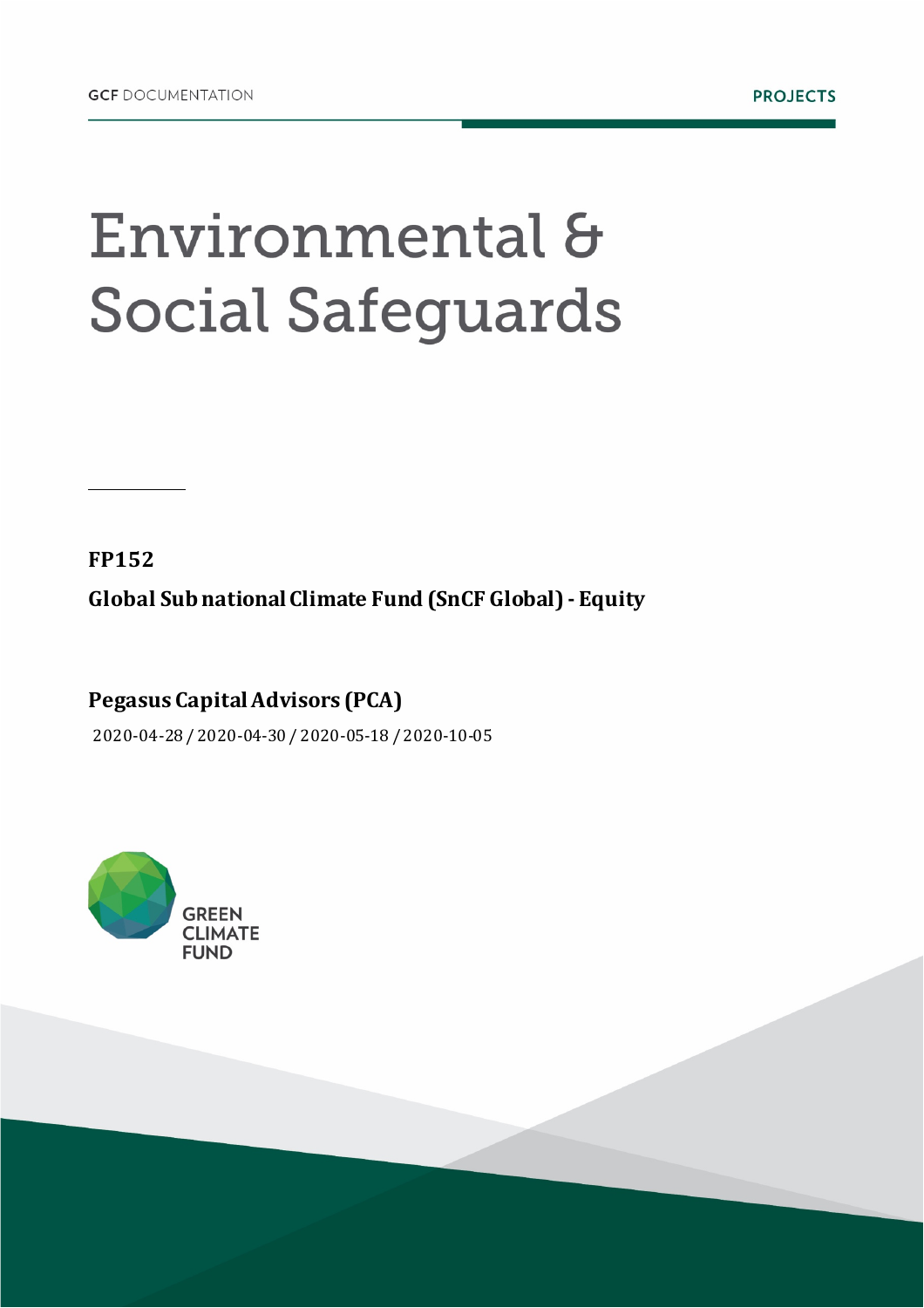GCF DOCUMENTATION

PROJECTS

# Environmental & Social Safeguards

**FP152**

**Global Sub national Climate Fund (SnCF Global) - Equity**

**Pegasus Capital Advisors (PCA)**

2020-04-28 / 2020-04-30 / 2020-05-18 / 2020-10-05

GREEN CLIMATE FUND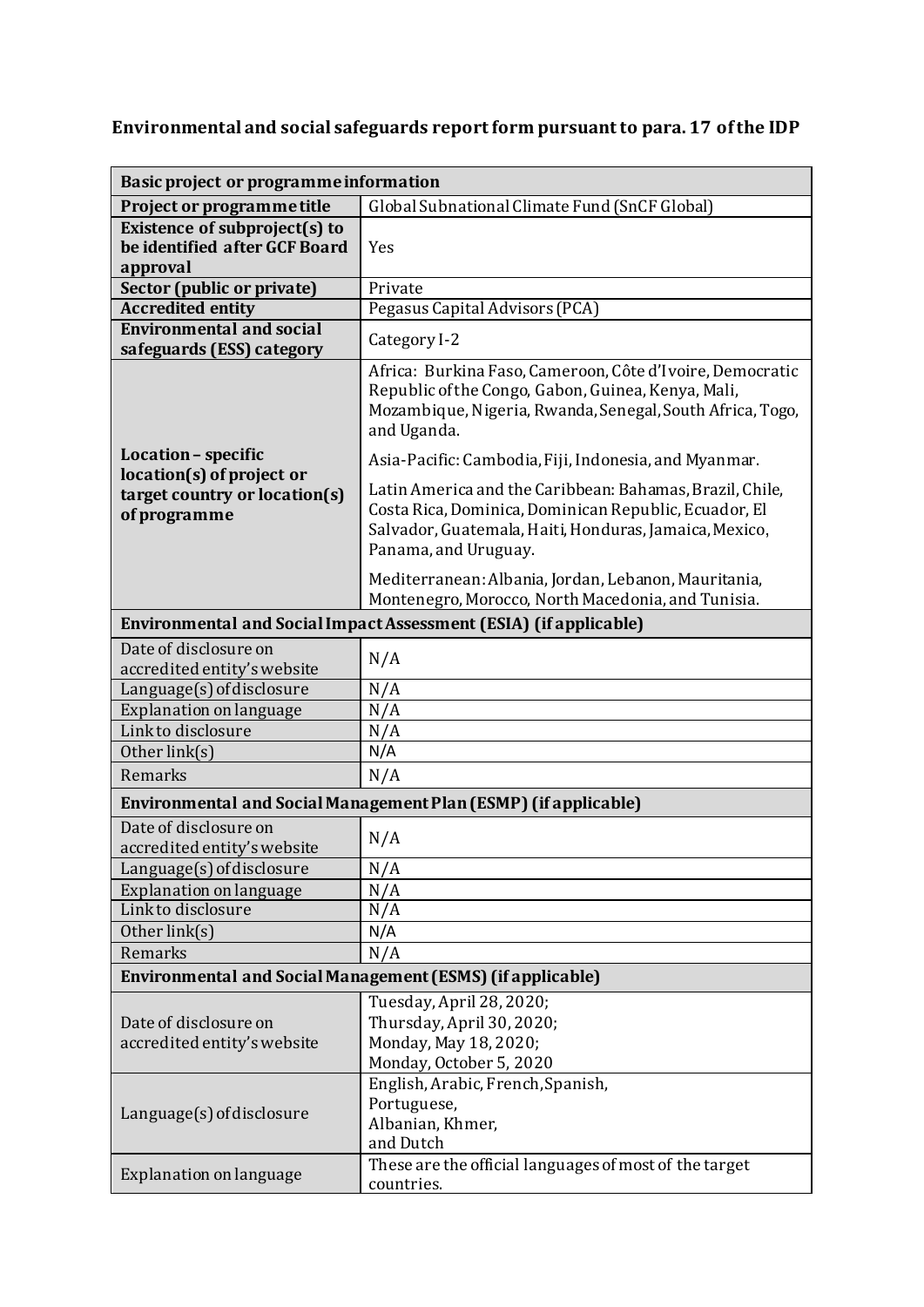## Environmental and social safeguards report form pursuant to para. 17 of the IDP

| Basic project or programme information | |
|---|---|
| **Project or programme title** | Global Subnational Climate Fund (SnCF Global) |
| **Existence of subproject(s) to be identified after GCF Board approval** | Yes |
| **Sector (public or private)** | Private |
| **Accredited entity** | Pegasus Capital Advisors (PCA) |
| **Environmental and social safeguards (ESS) category** | Category I-2 |
| **Location – specific location(s) of project or target country or location(s) of programme** | Africa: Burkina Faso, Cameroon, Côte d'Ivoire, Democratic Republic of the Congo, Gabon, Guinea, Kenya, Mali, Mozambique, Nigeria, Rwanda, Senegal, South Africa, Togo, and Uganda.<br><br>Asia-Pacific: Cambodia, Fiji, Indonesia, and Myanmar.<br><br>Latin America and the Caribbean: Bahamas, Brazil, Chile, Costa Rica, Dominica, Dominican Republic, Ecuador, El Salvador, Guatemala, Haiti, Honduras, Jamaica, Mexico, Panama, and Uruguay.<br><br>Mediterranean: Albania, Jordan, Lebanon, Mauritania, Montenegro, Morocco, North Macedonia, and Tunisia. |
| **Environmental and Social Impact Assessment (ESIA) (if applicable)** | |
| Date of disclosure on accredited entity's website | N/A |
| Language(s) of disclosure | N/A |
| Explanation on language | N/A |
| Link to disclosure | N/A |
| Other link(s) | N/A |
| Remarks | N/A |
| **Environmental and Social Management Plan (ESMP) (if applicable)** | |
| Date of disclosure on accredited entity's website | N/A |
| Language(s) of disclosure | N/A |
| Explanation on language | N/A |
| Link to disclosure | N/A |
| Other link(s) | N/A |
| Remarks | N/A |
| **Environmental and Social Management (ESMS) (if applicable)** | |
| Date of disclosure on accredited entity's website | Tuesday, April 28, 2020;<br>Thursday, April 30, 2020;<br>Monday, May 18, 2020;<br>Monday, October 5, 2020 |
| Language(s) of disclosure | English, Arabic, French, Spanish,<br>Portuguese,<br>Albanian, Khmer,<br>and Dutch |
| Explanation on language | These are the official languages of most of the target countries. |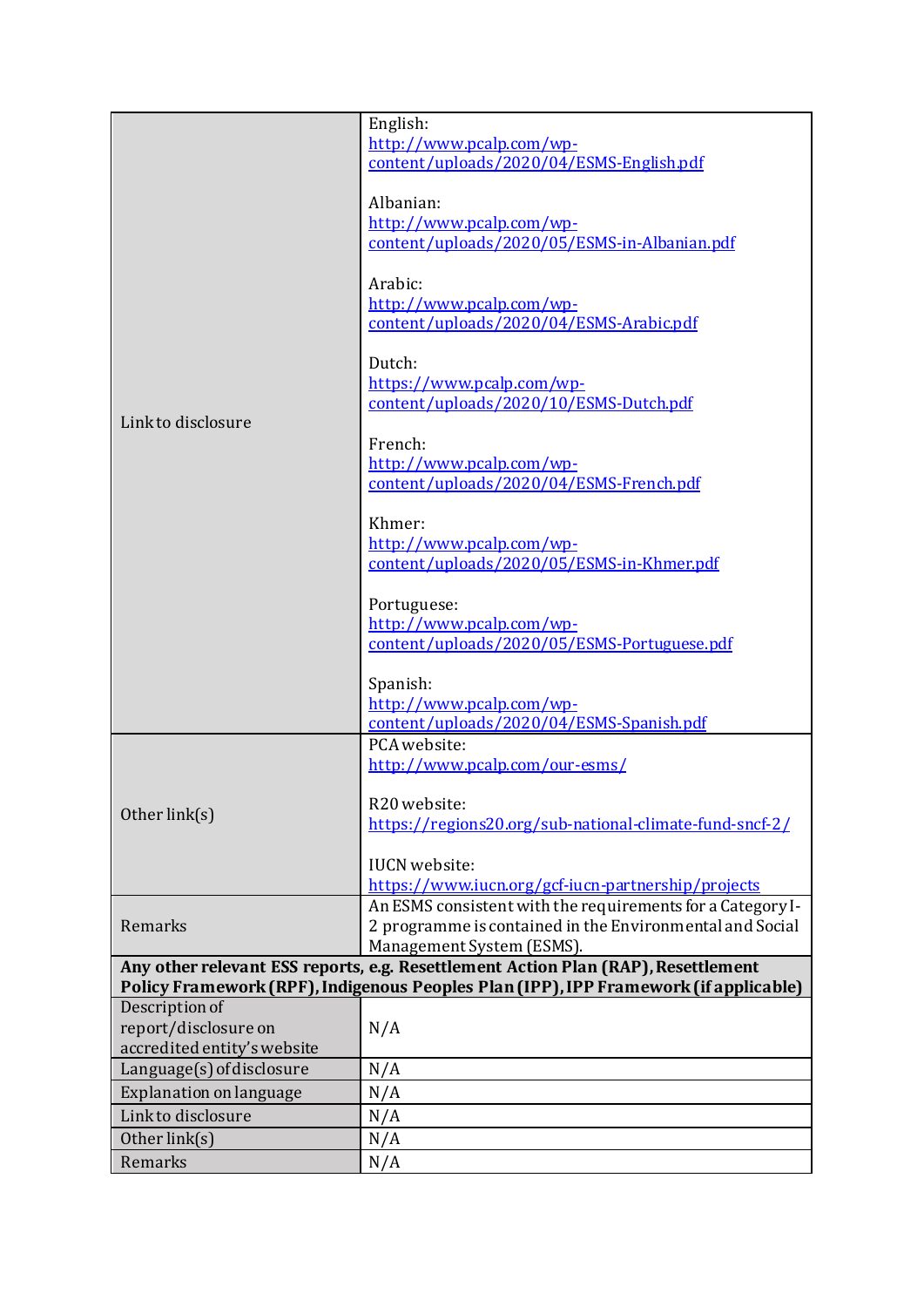| | |
|---|---|
| Link to disclosure | English:<br>http://www.pcalp.com/wp-content/uploads/2020/04/ESMS-English.pdf<br><br>Albanian:<br>http://www.pcalp.com/wp-content/uploads/2020/05/ESMS-in-Albanian.pdf<br><br>Arabic:<br>http://www.pcalp.com/wp-content/uploads/2020/04/ESMS-Arabic.pdf<br><br>Dutch:<br>https://www.pcalp.com/wp-content/uploads/2020/10/ESMS-Dutch.pdf<br><br>French:<br>http://www.pcalp.com/wp-content/uploads/2020/04/ESMS-French.pdf<br><br>Khmer:<br>http://www.pcalp.com/wp-content/uploads/2020/05/ESMS-in-Khmer.pdf<br><br>Portuguese:<br>http://www.pcalp.com/wp-content/uploads/2020/05/ESMS-Portuguese.pdf<br><br>Spanish:<br>http://www.pcalp.com/wp-content/uploads/2020/04/ESMS-Spanish.pdf |
| Other link(s) | PCA website:<br>http://www.pcalp.com/our-esms/<br><br>R20 website:<br>https://regions20.org/sub-national-climate-fund-sncf-2/<br><br>IUCN website:<br>https://www.iucn.org/gcf-iucn-partnership/projects |
| Remarks | An ESMS consistent with the requirements for a Category I-2 programme is contained in the Environmental and Social Management System (ESMS). |
| **Any other relevant ESS reports, e.g. Resettlement Action Plan (RAP), Resettlement Policy Framework (RPF), Indigenous Peoples Plan (IPP), IPP Framework (if applicable)** | |
| Description of report/disclosure on accredited entity's website | N/A |
| Language(s) of disclosure | N/A |
| Explanation on language | N/A |
| Link to disclosure | N/A |
| Other link(s) | N/A |
| Remarks | N/A |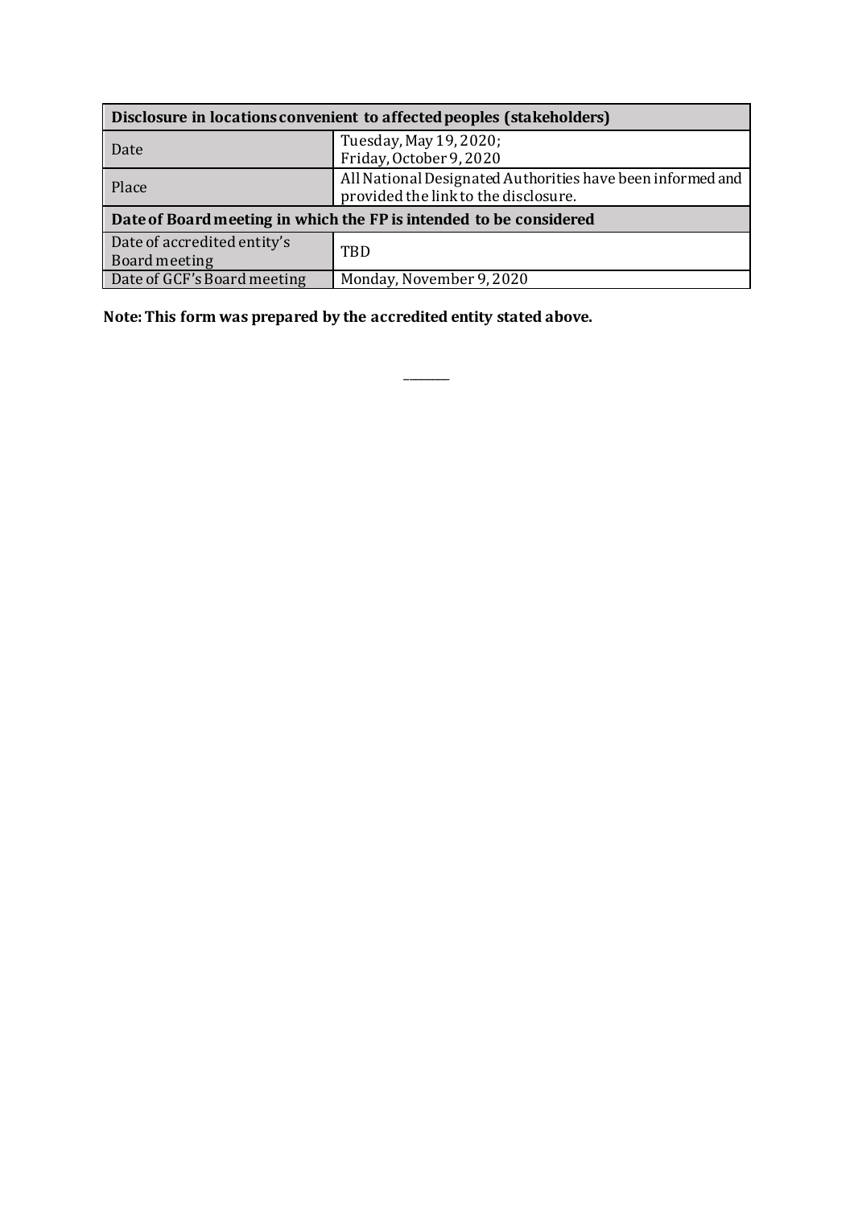| Disclosure in locations convenient to affected peoples (stakeholders) | |
|---|---|
| Date | Tuesday, May 19, 2020;<br>Friday, October 9, 2020 |
| Place | All National Designated Authorities have been informed and provided the link to the disclosure. |
| **Date of Board meeting in which the FP is intended to be considered** | |
| Date of accredited entity's Board meeting | TBD |
| Date of GCF's Board meeting | Monday, November 9, 2020 |

**Note: This form was prepared by the accredited entity stated above.**

\_\_\_\_\_\_\_